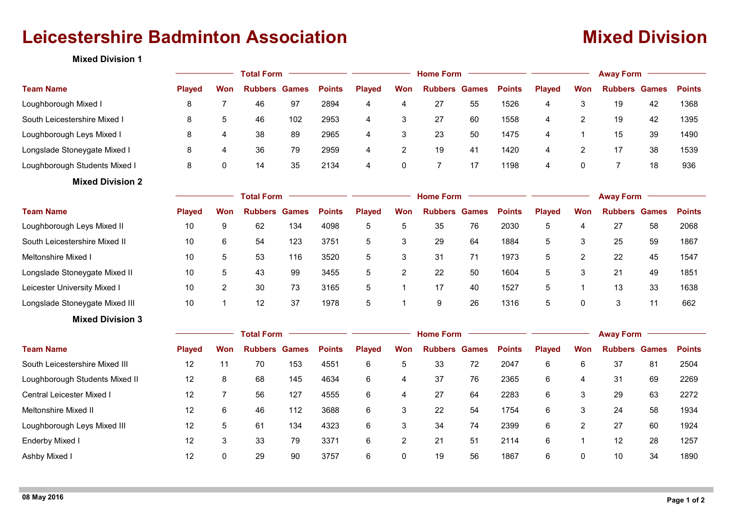# Leicestershire Badminton Association

# Mixed Division

### Mixed Division 1

| Team Name | Total Form | | | | | Home Form | | | | | Away Form | | | | |
|---|---|---|---|---|---|---|---|---|---|---|---|---|---|---|---|
| | Played | Won | Rubbers | Games | Points | Played | Won | Rubbers | Games | Points | Played | Won | Rubbers | Games | Points |
| Loughborough Mixed I | 8 | 7 | 46 | 97 | 2894 | 4 | 4 | 27 | 55 | 1526 | 4 | 3 | 19 | 42 | 1368 |
| South Leicestershire Mixed I | 8 | 5 | 46 | 102 | 2953 | 4 | 3 | 27 | 60 | 1558 | 4 | 2 | 19 | 42 | 1395 |
| Loughborough Leys Mixed I | 8 | 4 | 38 | 89 | 2965 | 4 | 3 | 23 | 50 | 1475 | 4 | 1 | 15 | 39 | 1490 |
| Longslade Stoneygate Mixed I | 8 | 4 | 36 | 79 | 2959 | 4 | 2 | 19 | 41 | 1420 | 4 | 2 | 17 | 38 | 1539 |
| Loughborough Students Mixed I | 8 | 0 | 14 | 35 | 2134 | 4 | 0 | 7 | 17 | 1198 | 4 | 0 | 7 | 18 | 936 |

### Mixed Division 2

| Team Name | Total Form | | | | | Home Form | | | | | Away Form | | | | |
|---|---|---|---|---|---|---|---|---|---|---|---|---|---|---|---|
| | Played | Won | Rubbers | Games | Points | Played | Won | Rubbers | Games | Points | Played | Won | Rubbers | Games | Points |
| Loughborough Leys Mixed II | 10 | 9 | 62 | 134 | 4098 | 5 | 5 | 35 | 76 | 2030 | 5 | 4 | 27 | 58 | 2068 |
| South Leicestershire Mixed II | 10 | 6 | 54 | 123 | 3751 | 5 | 3 | 29 | 64 | 1884 | 5 | 3 | 25 | 59 | 1867 |
| Meltonshire Mixed I | 10 | 5 | 53 | 116 | 3520 | 5 | 3 | 31 | 71 | 1973 | 5 | 2 | 22 | 45 | 1547 |
| Longslade Stoneygate Mixed II | 10 | 5 | 43 | 99 | 3455 | 5 | 2 | 22 | 50 | 1604 | 5 | 3 | 21 | 49 | 1851 |
| Leicester University Mixed I | 10 | 2 | 30 | 73 | 3165 | 5 | 1 | 17 | 40 | 1527 | 5 | 1 | 13 | 33 | 1638 |
| Longslade Stoneygate Mixed III | 10 | 1 | 12 | 37 | 1978 | 5 | 1 | 9 | 26 | 1316 | 5 | 0 | 3 | 11 | 662 |

### Mixed Division 3

| Team Name | Total Form | | | | | Home Form | | | | | Away Form | | | | |
|---|---|---|---|---|---|---|---|---|---|---|---|---|---|---|---|
| | Played | Won | Rubbers | Games | Points | Played | Won | Rubbers | Games | Points | Played | Won | Rubbers | Games | Points |
| South Leicestershire Mixed III | 12 | 11 | 70 | 153 | 4551 | 6 | 5 | 33 | 72 | 2047 | 6 | 6 | 37 | 81 | 2504 |
| Loughborough Students Mixed II | 12 | 8 | 68 | 145 | 4634 | 6 | 4 | 37 | 76 | 2365 | 6 | 4 | 31 | 69 | 2269 |
| Central Leicester Mixed I | 12 | 7 | 56 | 127 | 4555 | 6 | 4 | 27 | 64 | 2283 | 6 | 3 | 29 | 63 | 2272 |
| Meltonshire Mixed II | 12 | 6 | 46 | 112 | 3688 | 6 | 3 | 22 | 54 | 1754 | 6 | 3 | 24 | 58 | 1934 |
| Loughborough Leys Mixed III | 12 | 5 | 61 | 134 | 4323 | 6 | 3 | 34 | 74 | 2399 | 6 | 2 | 27 | 60 | 1924 |
| Enderby Mixed I | 12 | 3 | 33 | 79 | 3371 | 6 | 2 | 21 | 51 | 2114 | 6 | 1 | 12 | 28 | 1257 |
| Ashby Mixed I | 12 | 0 | 29 | 90 | 3757 | 6 | 0 | 19 | 56 | 1867 | 6 | 0 | 10 | 34 | 1890 |

08 May 2016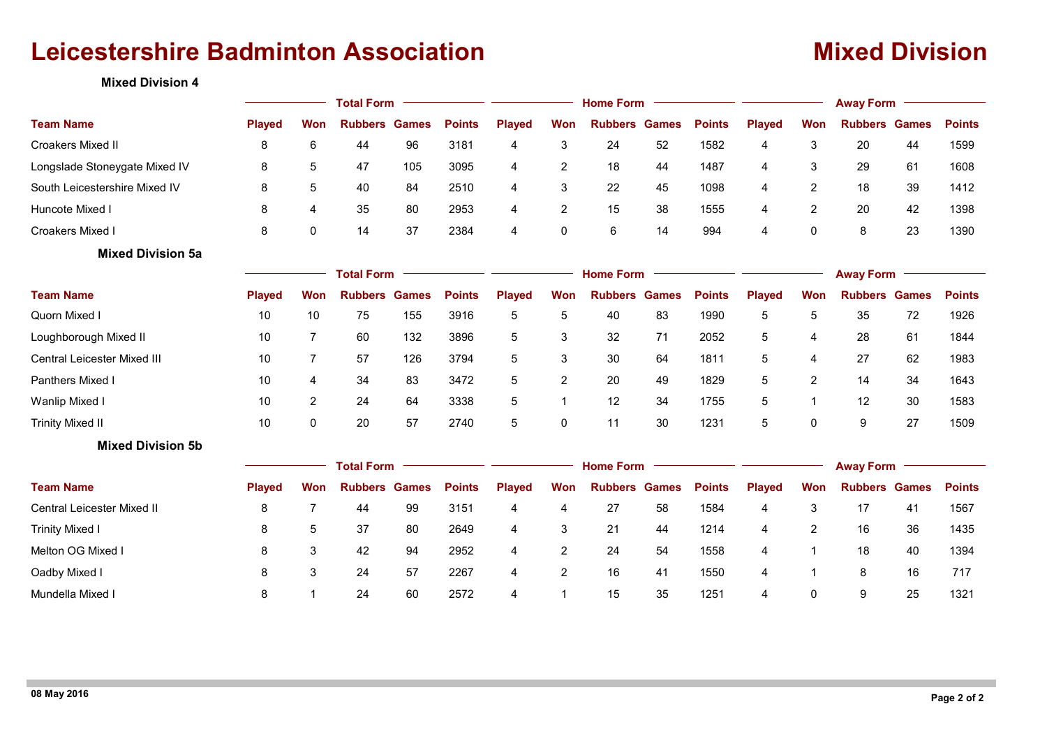# Leicestershire Badminton Association

# Mixed Division

### Mixed Division 4

| | Total Form | | | | | Home Form | | | | | Away Form | | | | |
|---|---|---|---|---|---|---|---|---|---|---|---|---|---|---|---|
| Team Name | Played | Won | Rubbers | Games | Points | Played | Won | Rubbers | Games | Points | Played | Won | Rubbers | Games | Points |
| Croakers Mixed II | 8 | 6 | 44 | 96 | 3181 | 4 | 3 | 24 | 52 | 1582 | 4 | 3 | 20 | 44 | 1599 |
| Longslade Stoneygate Mixed IV | 8 | 5 | 47 | 105 | 3095 | 4 | 2 | 18 | 44 | 1487 | 4 | 3 | 29 | 61 | 1608 |
| South Leicestershire Mixed IV | 8 | 5 | 40 | 84 | 2510 | 4 | 3 | 22 | 45 | 1098 | 4 | 2 | 18 | 39 | 1412 |
| Huncote Mixed I | 8 | 4 | 35 | 80 | 2953 | 4 | 2 | 15 | 38 | 1555 | 4 | 2 | 20 | 42 | 1398 |
| Croakers Mixed I | 8 | 0 | 14 | 37 | 2384 | 4 | 0 | 6 | 14 | 994 | 4 | 0 | 8 | 23 | 1390 |

### Mixed Division 5a

| | Total Form | | | | | Home Form | | | | | Away Form | | | | |
|---|---|---|---|---|---|---|---|---|---|---|---|---|---|---|---|
| Team Name | Played | Won | Rubbers | Games | Points | Played | Won | Rubbers | Games | Points | Played | Won | Rubbers | Games | Points |
| Quorn Mixed I | 10 | 10 | 75 | 155 | 3916 | 5 | 5 | 40 | 83 | 1990 | 5 | 5 | 35 | 72 | 1926 |
| Loughborough Mixed II | 10 | 7 | 60 | 132 | 3896 | 5 | 3 | 32 | 71 | 2052 | 5 | 4 | 28 | 61 | 1844 |
| Central Leicester Mixed III | 10 | 7 | 57 | 126 | 3794 | 5 | 3 | 30 | 64 | 1811 | 5 | 4 | 27 | 62 | 1983 |
| Panthers Mixed I | 10 | 4 | 34 | 83 | 3472 | 5 | 2 | 20 | 49 | 1829 | 5 | 2 | 14 | 34 | 1643 |
| Wanlip Mixed I | 10 | 2 | 24 | 64 | 3338 | 5 | 1 | 12 | 34 | 1755 | 5 | 1 | 12 | 30 | 1583 |
| Trinity Mixed II | 10 | 0 | 20 | 57 | 2740 | 5 | 0 | 11 | 30 | 1231 | 5 | 0 | 9 | 27 | 1509 |

### Mixed Division 5b

| | Total Form | | | | | Home Form | | | | | Away Form | | | | |
|---|---|---|---|---|---|---|---|---|---|---|---|---|---|---|---|
| Team Name | Played | Won | Rubbers | Games | Points | Played | Won | Rubbers | Games | Points | Played | Won | Rubbers | Games | Points |
| Central Leicester Mixed II | 8 | 7 | 44 | 99 | 3151 | 4 | 4 | 27 | 58 | 1584 | 4 | 3 | 17 | 41 | 1567 |
| Trinity Mixed I | 8 | 5 | 37 | 80 | 2649 | 4 | 3 | 21 | 44 | 1214 | 4 | 2 | 16 | 36 | 1435 |
| Melton OG Mixed I | 8 | 3 | 42 | 94 | 2952 | 4 | 2 | 24 | 54 | 1558 | 4 | 1 | 18 | 40 | 1394 |
| Oadby Mixed I | 8 | 3 | 24 | 57 | 2267 | 4 | 2 | 16 | 41 | 1550 | 4 | 1 | 8 | 16 | 717 |
| Mundella Mixed I | 8 | 1 | 24 | 60 | 2572 | 4 | 1 | 15 | 35 | 1251 | 4 | 0 | 9 | 25 | 1321 |

08 May 2016